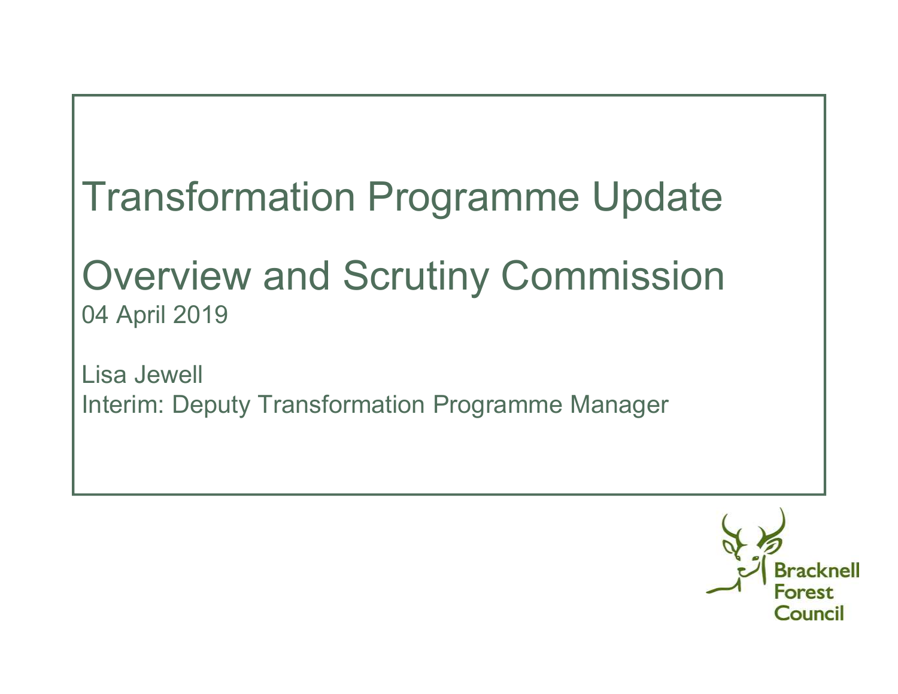# Transformation Programme Update

## Overview and Scrutiny Commission

04 April 2019

Lisa Jewell
Interim: Deputy Transformation Programme Manager

Bracknell Forest Council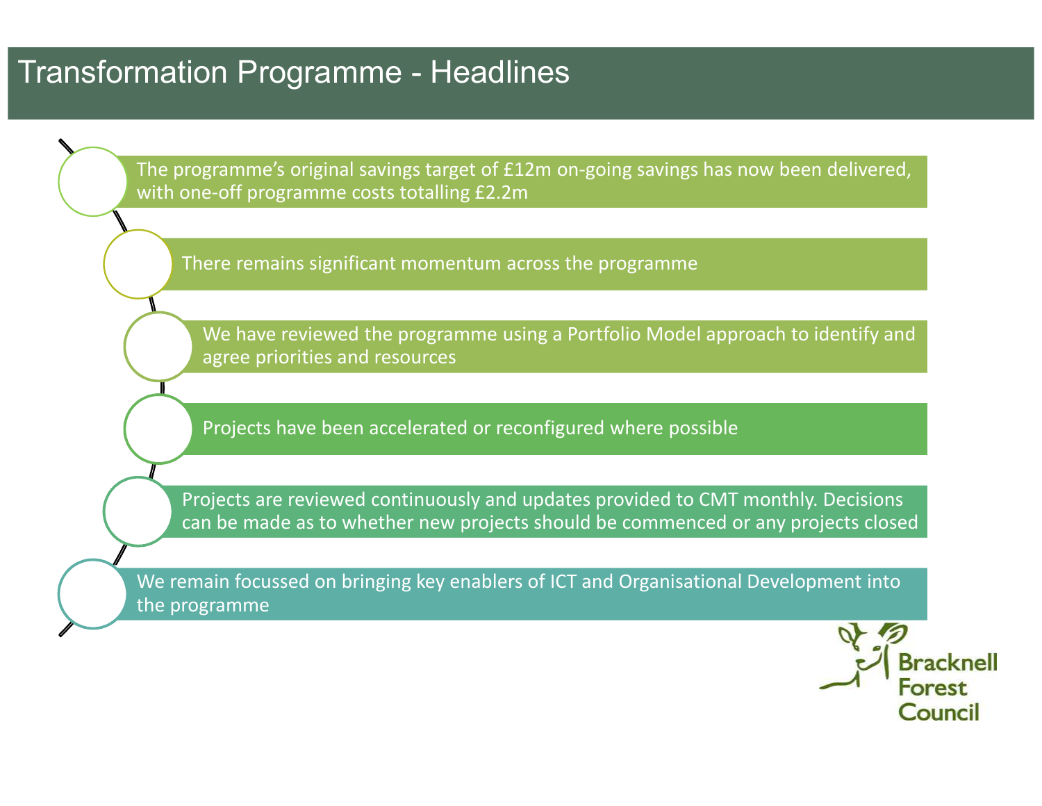# Transformation Programme - Headlines

- The programme's original savings target of £12m on-going savings has now been delivered, with one-off programme costs totalling £2.2m
- There remains significant momentum across the programme
- We have reviewed the programme using a Portfolio Model approach to identify and agree priorities and resources
- Projects have been accelerated or reconfigured where possible
- Projects are reviewed continuously and updates provided to CMT monthly. Decisions can be made as to whether new projects should be commenced or any projects closed
- We remain focussed on bringing key enablers of ICT and Organisational Development into the programme

Bracknell Forest Council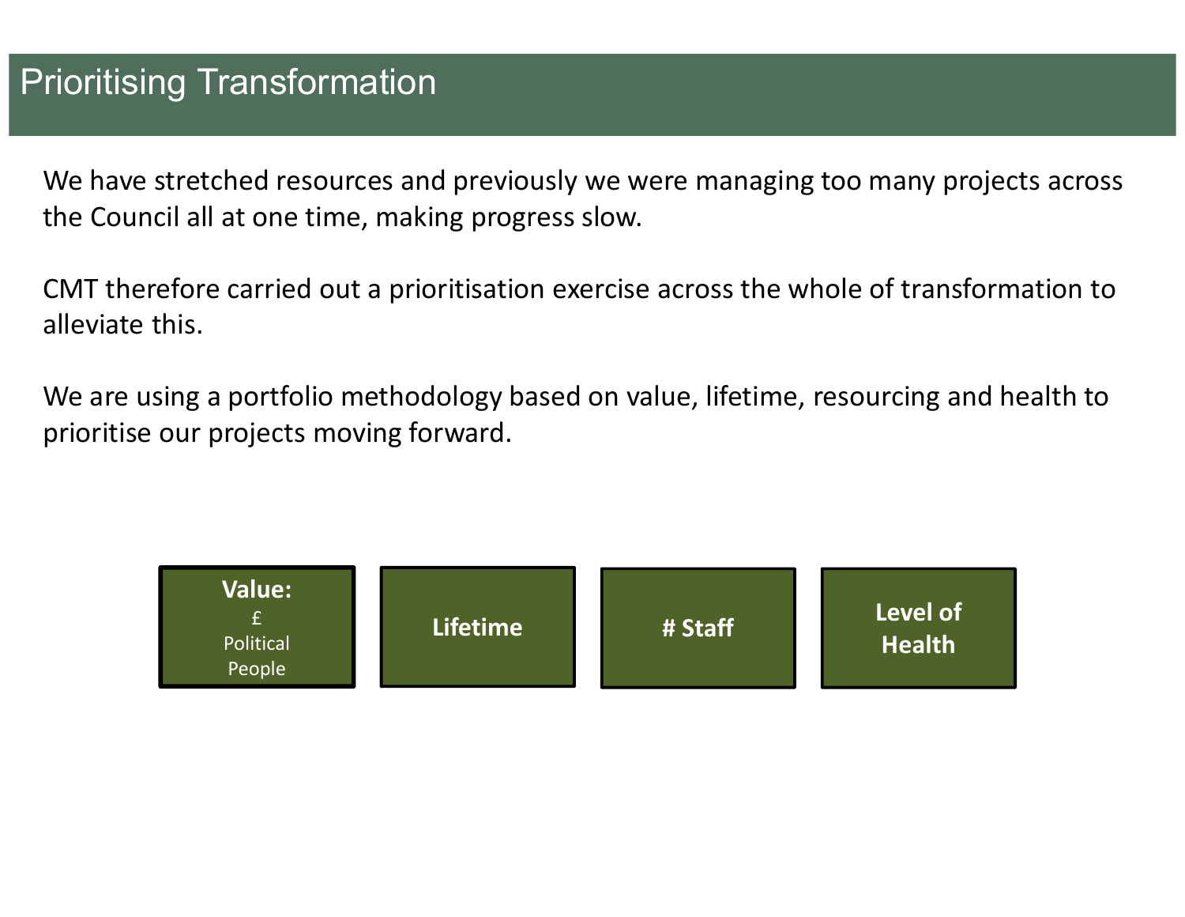# Prioritising Transformation

We have stretched resources and previously we were managing too many projects across the Council all at one time, making progress slow.

CMT therefore carried out a prioritisation exercise across the whole of transformation to alleviate this.

We are using a portfolio methodology based on value, lifetime, resourcing and health to prioritise our projects moving forward.

**Value:**
£
Political
People

**Lifetime**

**# Staff**

**Level of Health**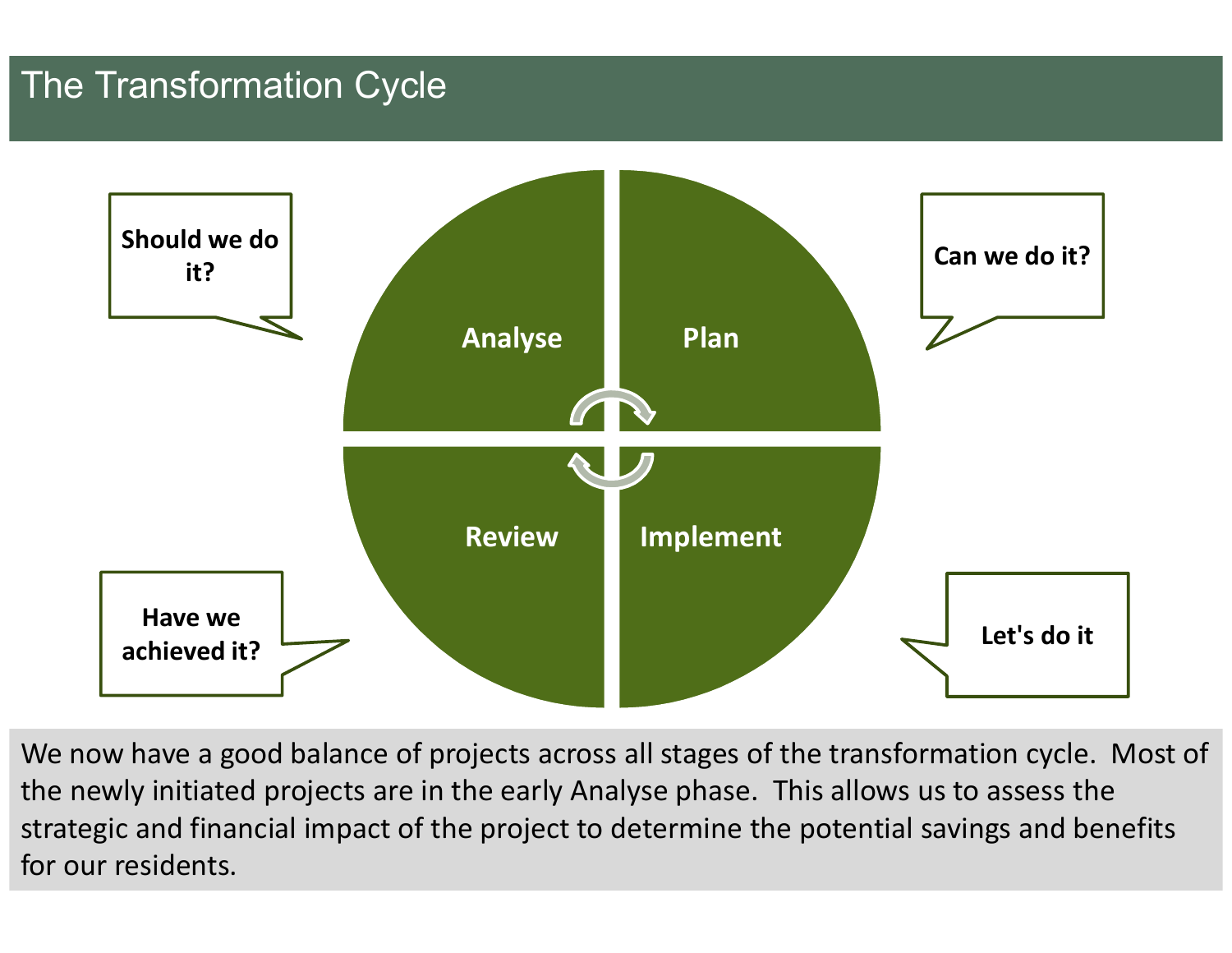# The Transformation Cycle

**Should we do it?**

**Analyse**

**Plan**

**Can we do it?**

**Review**

**Implement**

**Have we achieved it?**

**Let's do it**

We now have a good balance of projects across all stages of the transformation cycle. Most of the newly initiated projects are in the early Analyse phase. This allows us to assess the strategic and financial impact of the project to determine the potential savings and benefits for our residents.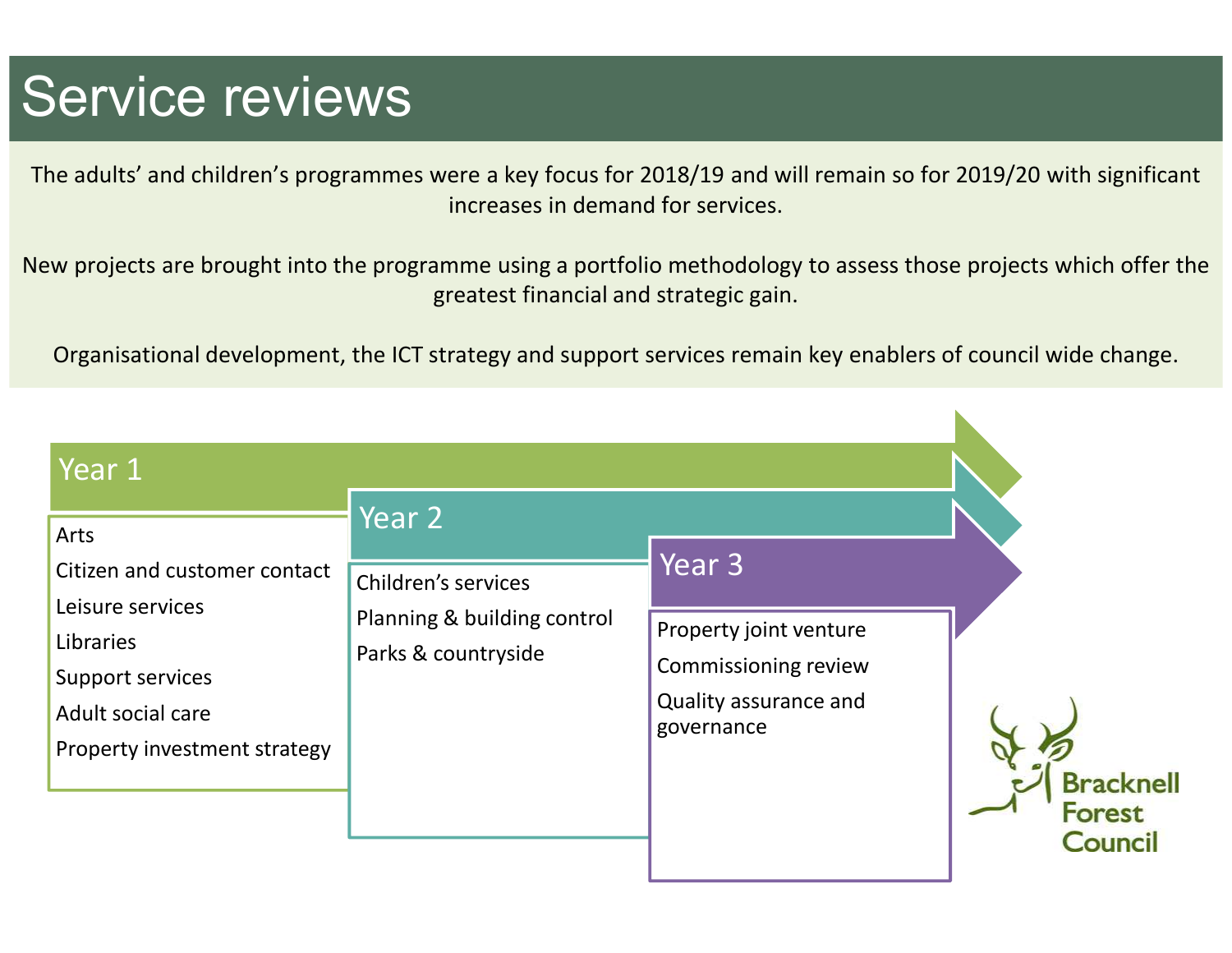# Service reviews

The adults' and children's programmes were a key focus for 2018/19 and will remain so for 2019/20 with significant increases in demand for services.

New projects are brought into the programme using a portfolio methodology to assess those projects which offer the greatest financial and strategic gain.

Organisational development, the ICT strategy and support services remain key enablers of council wide change.

## Year 1

- Arts
- Citizen and customer contact
- Leisure services
- Libraries
- Support services
- Adult social care
- Property investment strategy

## Year 2

- Children's services
- Planning & building control
- Parks & countryside

## Year 3

- Property joint venture
- Commissioning review
- Quality assurance and governance

Bracknell Forest Council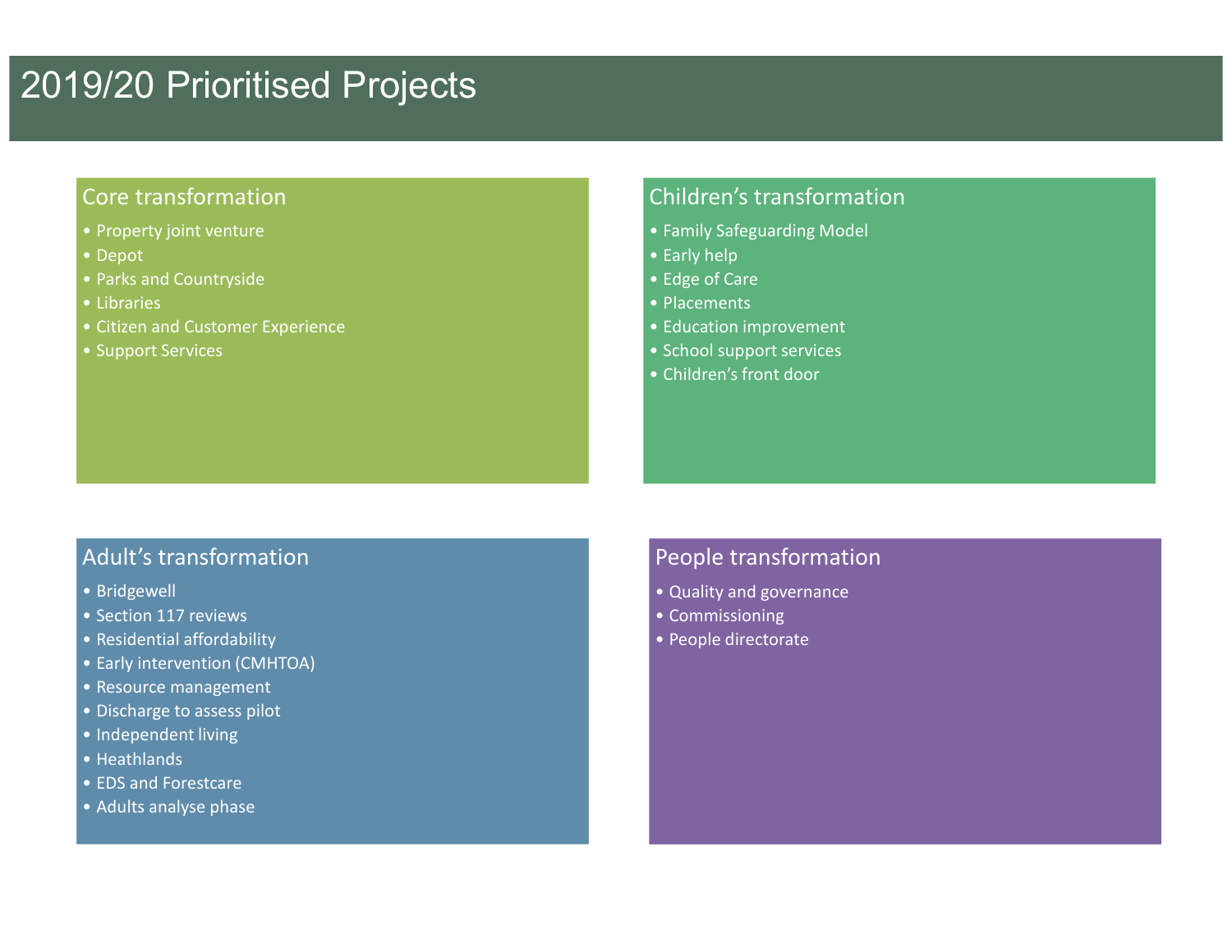# 2019/20 Prioritised Projects

## Core transformation

- Property joint venture
- Depot
- Parks and Countryside
- Libraries
- Citizen and Customer Experience
- Support Services

## Children's transformation

- Family Safeguarding Model
- Early help
- Edge of Care
- Placements
- Education improvement
- School support services
- Children's front door

## Adult's transformation

- Bridgewell
- Section 117 reviews
- Residential affordability
- Early intervention (CMHTOA)
- Resource management
- Discharge to assess pilot
- Independent living
- Heathlands
- EDS and Forestcare
- Adults analyse phase

## People transformation

- Quality and governance
- Commissioning
- People directorate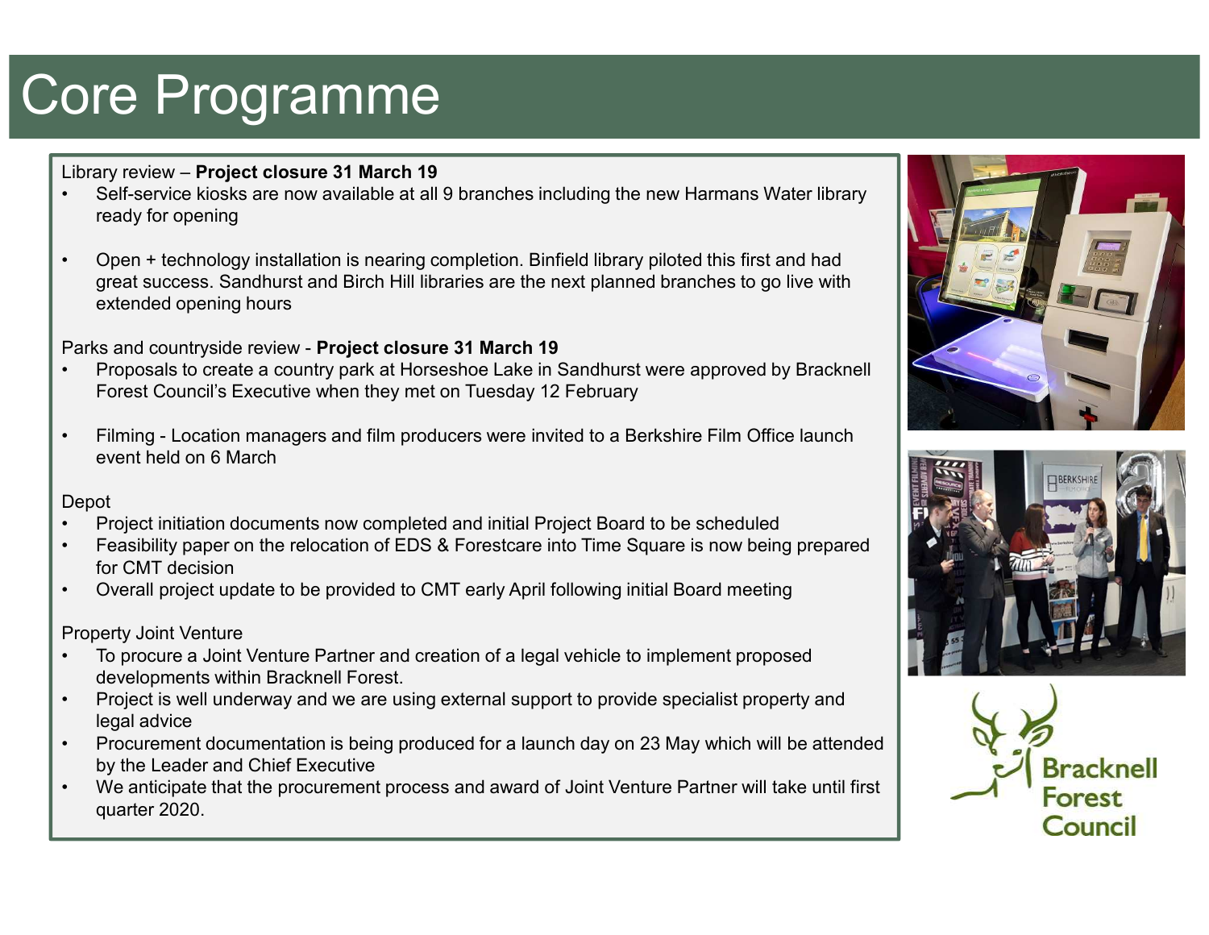# Core Programme

Library review – **Project closure 31 March 19**

- Self-service kiosks are now available at all 9 branches including the new Harmans Water library ready for opening
- Open + technology installation is nearing completion. Binfield library piloted this first and had great success. Sandhurst and Birch Hill libraries are the next planned branches to go live with extended opening hours

Parks and countryside review - **Project closure 31 March 19**

- Proposals to create a country park at Horseshoe Lake in Sandhurst were approved by Bracknell Forest Council's Executive when they met on Tuesday 12 February
- Filming - Location managers and film producers were invited to a Berkshire Film Office launch event held on 6 March

Depot

- Project initiation documents now completed and initial Project Board to be scheduled
- Feasibility paper on the relocation of EDS & Forestcare into Time Square is now being prepared for CMT decision
- Overall project update to be provided to CMT early April following initial Board meeting

Property Joint Venture

- To procure a Joint Venture Partner and creation of a legal vehicle to implement proposed developments within Bracknell Forest.
- Project is well underway and we are using external support to provide specialist property and legal advice
- Procurement documentation is being produced for a launch day on 23 May which will be attended by the Leader and Chief Executive
- We anticipate that the procurement process and award of Joint Venture Partner will take until first quarter 2020.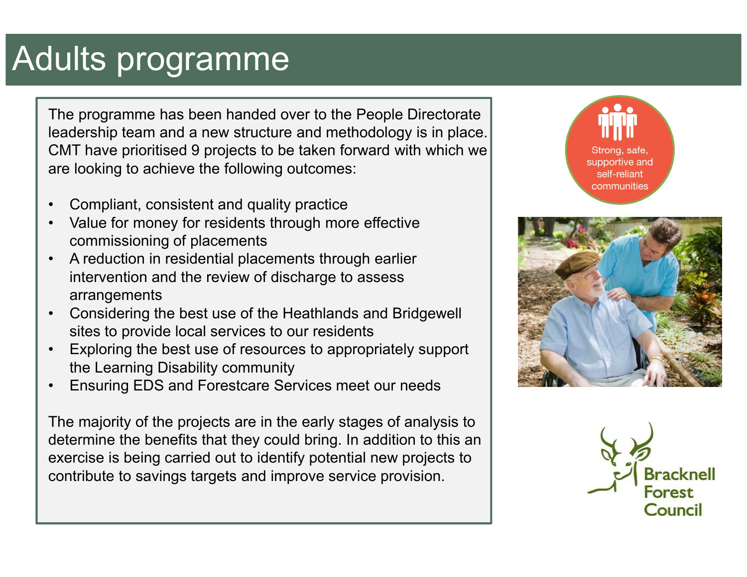# Adults programme

The programme has been handed over to the People Directorate leadership team and a new structure and methodology is in place. CMT have prioritised 9 projects to be taken forward with which we are looking to achieve the following outcomes:

- Compliant, consistent and quality practice
- Value for money for residents through more effective commissioning of placements
- A reduction in residential placements through earlier intervention and the review of discharge to assess arrangements
- Considering the best use of the Heathlands and Bridgewell sites to provide local services to our residents
- Exploring the best use of resources to appropriately support the Learning Disability community
- Ensuring EDS and Forestcare Services meet our needs

The majority of the projects are in the early stages of analysis to determine the benefits that they could bring. In addition to this an exercise is being carried out to identify potential new projects to contribute to savings targets and improve service provision.

Strong, safe, supportive and self-reliant communities

Bracknell Forest Council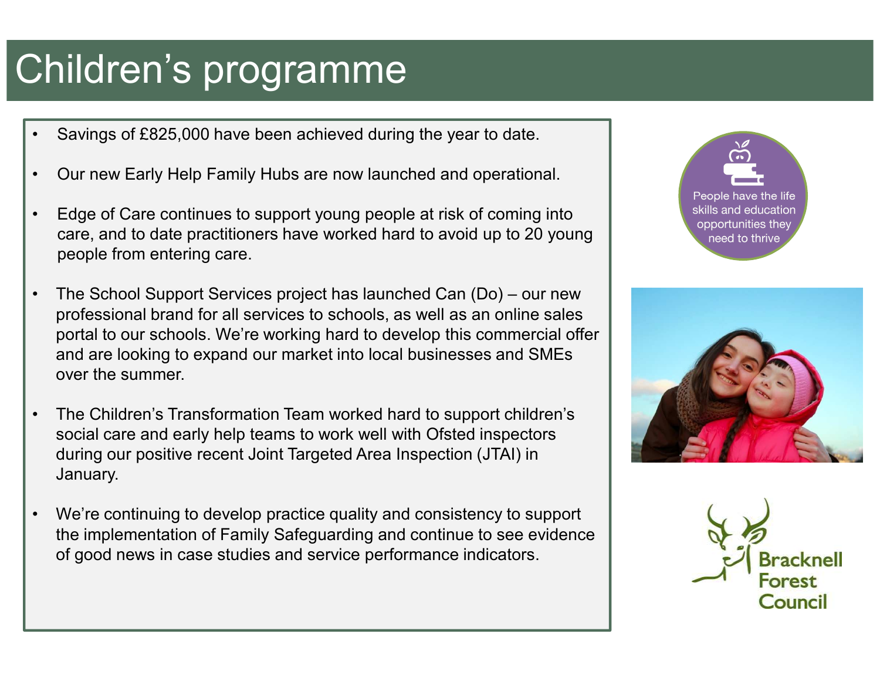# Children's programme

- Savings of £825,000 have been achieved during the year to date.
- Our new Early Help Family Hubs are now launched and operational.
- Edge of Care continues to support young people at risk of coming into care, and to date practitioners have worked hard to avoid up to 20 young people from entering care.
- The School Support Services project has launched Can (Do) – our new professional brand for all services to schools, as well as an online sales portal to our schools. We're working hard to develop this commercial offer and are looking to expand our market into local businesses and SMEs over the summer.
- The Children's Transformation Team worked hard to support children's social care and early help teams to work well with Ofsted inspectors during our positive recent Joint Targeted Area Inspection (JTAI) in January.
- We're continuing to develop practice quality and consistency to support the implementation of Family Safeguarding and continue to see evidence of good news in case studies and service performance indicators.

People have the life skills and education opportunities they need to thrive

Bracknell Forest Council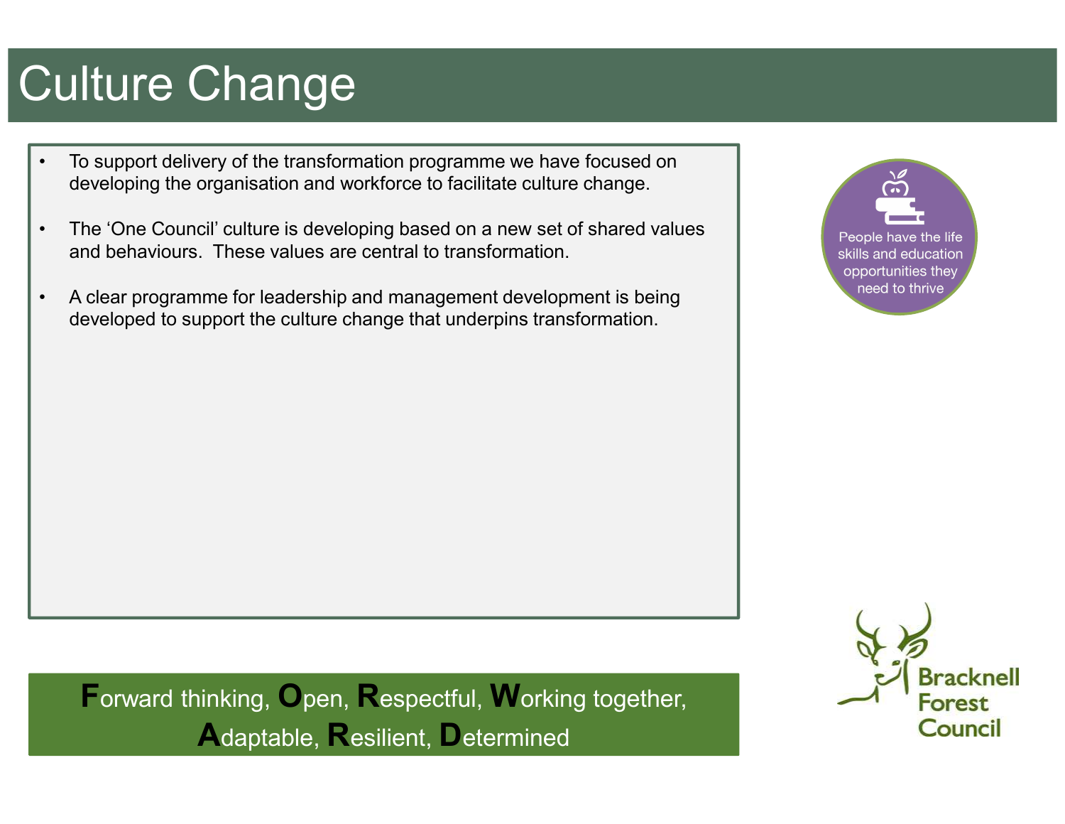# Culture Change

- To support delivery of the transformation programme we have focused on developing the organisation and workforce to facilitate culture change.
- The 'One Council' culture is developing based on a new set of shared values and behaviours. These values are central to transformation.
- A clear programme for leadership and management development is being developed to support the culture change that underpins transformation.

People have the life skills and education opportunities they need to thrive

**F**orward thinking, **O**pen, **R**espectful, **W**orking together, **A**daptable, **R**esilient, **D**etermined

Bracknell Forest Council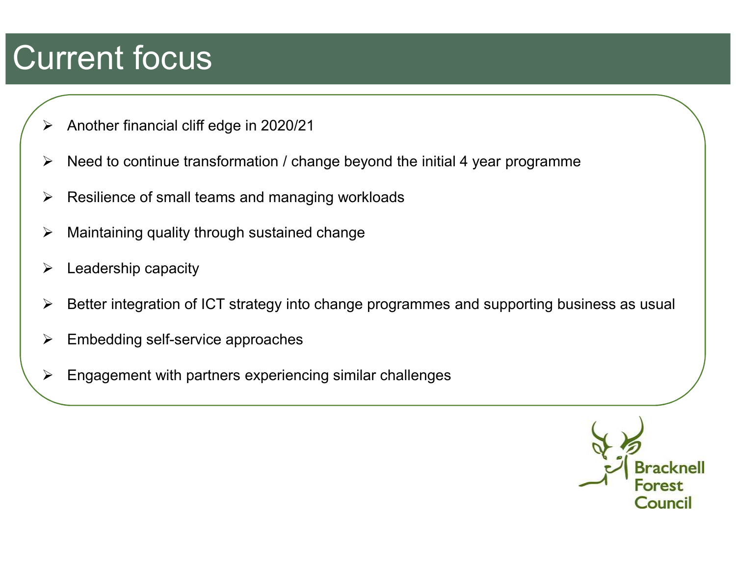# Current focus

- Another financial cliff edge in 2020/21
- Need to continue transformation / change beyond the initial 4 year programme
- Resilience of small teams and managing workloads
- Maintaining quality through sustained change
- Leadership capacity
- Better integration of ICT strategy into change programmes and supporting business as usual
- Embedding self-service approaches
- Engagement with partners experiencing similar challenges

Bracknell Forest Council